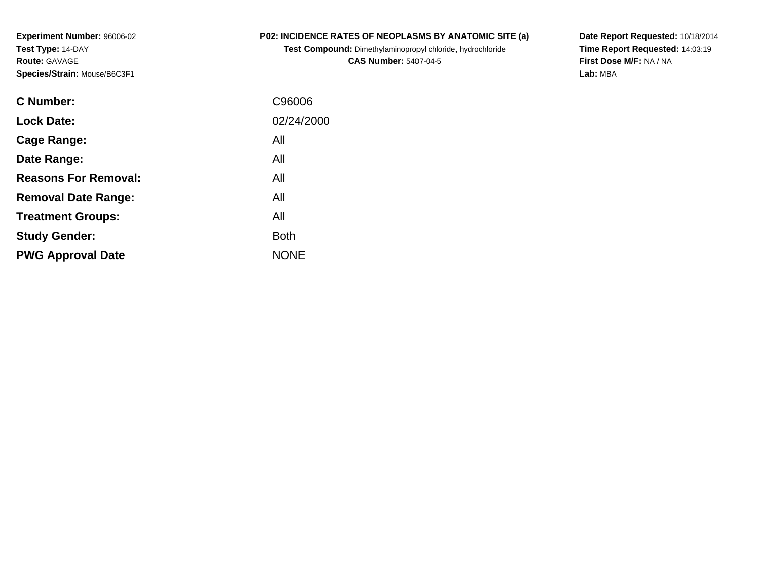**Experiment Number:** 96006-02
**Test Type:** 14-DAY
**Route:** GAVAGE
**Species/Strain:** Mouse/B6C3F1

**P02: INCIDENCE RATES OF NEOPLASMS BY ANATOMIC SITE (a)**
**Test Compound:** Dimethylaminopropyl chloride, hydrochloride
**CAS Number:** 5407-04-5

**Date Report Requested:** 10/18/2014
**Time Report Requested:** 14:03:19
**First Dose M/F:** NA / NA
**Lab:** MBA

| | |
|---|---|
| **C Number:** | C96006 |
| **Lock Date:** | 02/24/2000 |
| **Cage Range:** | All |
| **Date Range:** | All |
| **Reasons For Removal:** | All |
| **Removal Date Range:** | All |
| **Treatment Groups:** | All |
| **Study Gender:** | Both |
| **PWG Approval Date** | NONE |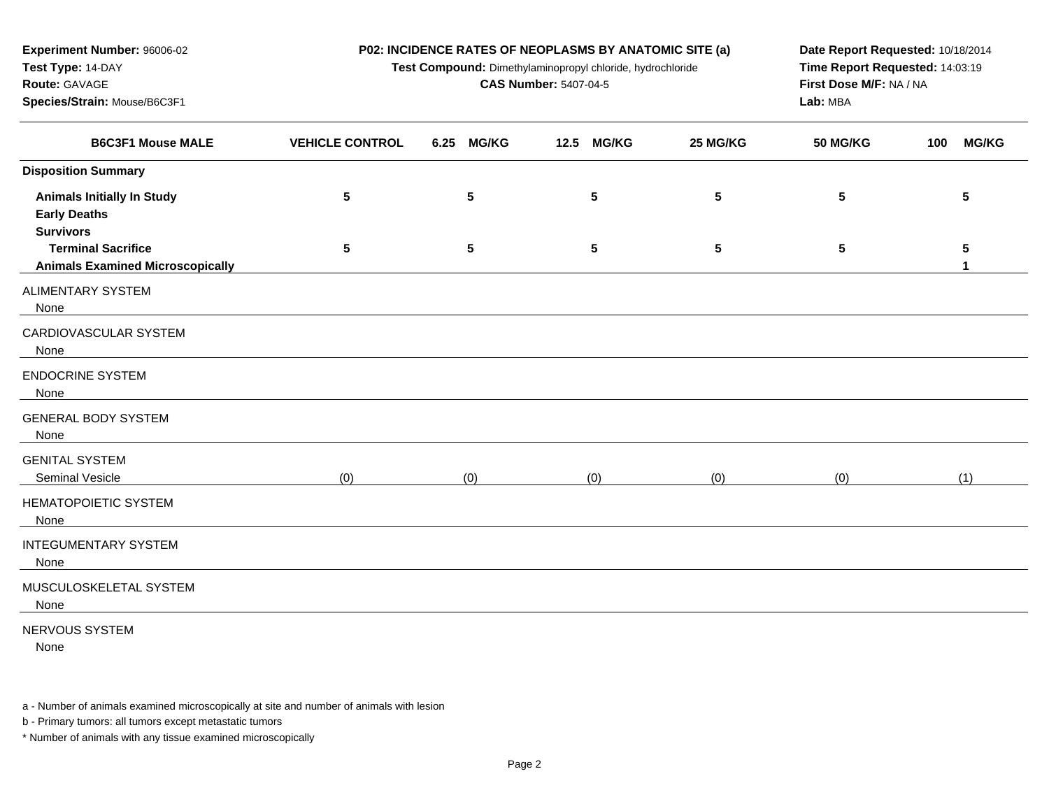**Experiment Number:** 96006-02
**Test Type:** 14-DAY
**Route:** GAVAGE
**Species/Strain:** Mouse/B6C3F1

**P02: INCIDENCE RATES OF NEOPLASMS BY ANATOMIC SITE (a)**
**Test Compound:** Dimethylaminopropyl chloride, hydrochloride
**CAS Number:** 5407-04-5

**Date Report Requested:** 10/18/2014
**Time Report Requested:** 14:03:19
**First Dose M/F:** NA / NA
**Lab:** MBA

| B6C3F1 Mouse MALE | VEHICLE CONTROL | 6.25 MG/KG | 12.5 MG/KG | 25 MG/KG | 50 MG/KG | 100 MG/KG |
|---|---|---|---|---|---|---|
| **Disposition Summary** | | | | | | |
| **Animals Initially In Study** | 5 | 5 | 5 | 5 | 5 | 5 |
| **Early Deaths** | | | | | | |
| **Survivors** | | | | | | |
| **Terminal Sacrifice** | 5 | 5 | 5 | 5 | 5 | 5 |
| **Animals Examined Microscopically** | | | | | | 1 |
| ALIMENTARY SYSTEM | | | | | | |
| None | | | | | | |
| CARDIOVASCULAR SYSTEM | | | | | | |
| None | | | | | | |
| ENDOCRINE SYSTEM | | | | | | |
| None | | | | | | |
| GENERAL BODY SYSTEM | | | | | | |
| None | | | | | | |
| GENITAL SYSTEM | | | | | | |
| Seminal Vesicle | (0) | (0) | (0) | (0) | (0) | (1) |
| HEMATOPOIETIC SYSTEM | | | | | | |
| None | | | | | | |
| INTEGUMENTARY SYSTEM | | | | | | |
| None | | | | | | |
| MUSCULOSKELETAL SYSTEM | | | | | | |
| None | | | | | | |
| NERVOUS SYSTEM | | | | | | |
| None | | | | | | |

a - Number of animals examined microscopically at site and number of animals with lesion

b - Primary tumors: all tumors except metastatic tumors

* Number of animals with any tissue examined microscopically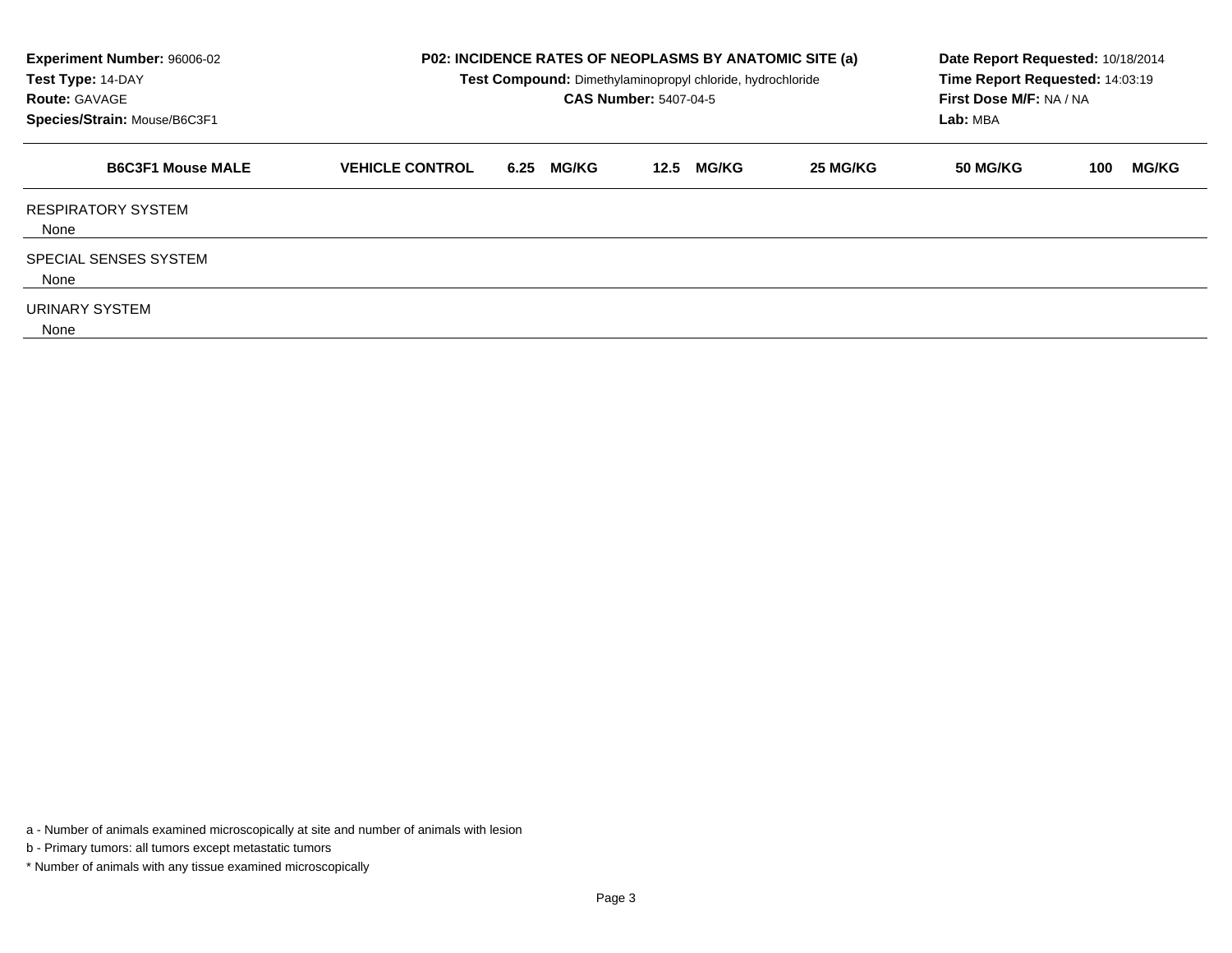| Experiment Number: 96006-02 | P02: INCIDENCE RATES OF NEOPLASMS BY ANATOMIC SITE (a) | Date Report Requested: 10/18/2014 |
|---|---|---|
| Test Type: 14-DAY | Test Compound: Dimethylaminopropyl chloride, hydrochloride | Time Report Requested: 14:03:19 |
| Route: GAVAGE | CAS Number: 5407-04-5 | First Dose M/F: NA / NA |
| Species/Strain: Mouse/B6C3F1 | | Lab: MBA |

| B6C3F1 Mouse MALE | VEHICLE CONTROL | 6.25 MG/KG | 12.5 MG/KG | 25 MG/KG | 50 MG/KG | 100 MG/KG |
|---|---|---|---|---|---|---|
| RESPIRATORY SYSTEM | | | | | | |
| None | | | | | | |
| SPECIAL SENSES SYSTEM | | | | | | |
| None | | | | | | |
| URINARY SYSTEM | | | | | | |
| None | | | | | | |

a - Number of animals examined microscopically at site and number of animals with lesion

b - Primary tumors: all tumors except metastatic tumors

* Number of animals with any tissue examined microscopically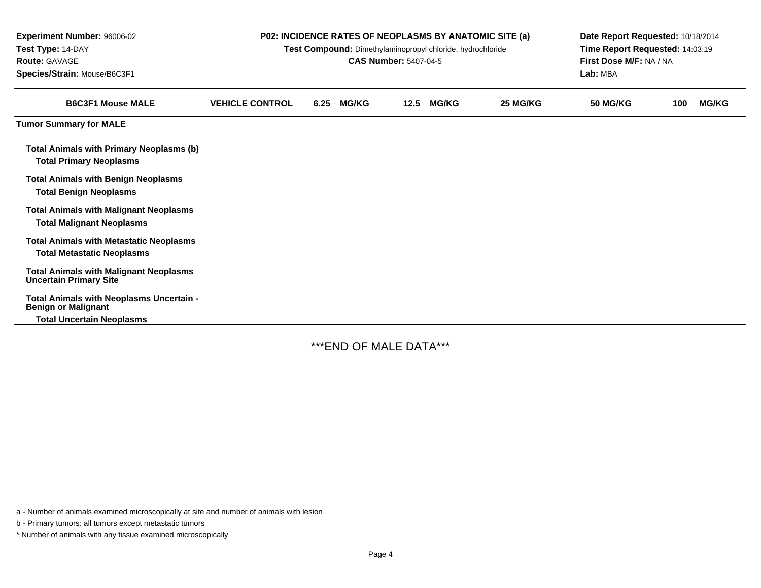**Experiment Number:** 96006-02
**Test Type:** 14-DAY
**Route:** GAVAGE
**Species/Strain:** Mouse/B6C3F1

**P02: INCIDENCE RATES OF NEOPLASMS BY ANATOMIC SITE (a)**
**Test Compound:** Dimethylaminopropyl chloride, hydrochloride
**CAS Number:** 5407-04-5

**Date Report Requested:** 10/18/2014
**Time Report Requested:** 14:03:19
**First Dose M/F:** NA / NA
**Lab:** MBA

| B6C3F1 Mouse MALE | VEHICLE CONTROL | 6.25 MG/KG | 12.5 MG/KG | 25 MG/KG | 50 MG/KG | 100 MG/KG |
|---|---|---|---|---|---|---|
| **Tumor Summary for MALE** | | | | | | |
| **Total Animals with Primary Neoplasms (b)** | | | | | | |
| **Total Primary Neoplasms** | | | | | | |
| **Total Animals with Benign Neoplasms** | | | | | | |
| **Total Benign Neoplasms** | | | | | | |
| **Total Animals with Malignant Neoplasms** | | | | | | |
| **Total Malignant Neoplasms** | | | | | | |
| **Total Animals with Metastatic Neoplasms** | | | | | | |
| **Total Metastatic Neoplasms** | | | | | | |
| **Total Animals with Malignant Neoplasms Uncertain Primary Site** | | | | | | |
| **Total Animals with Neoplasms Uncertain - Benign or Malignant** | | | | | | |
| **Total Uncertain Neoplasms** | | | | | | |

***END OF MALE DATA***

a - Number of animals examined microscopically at site and number of animals with lesion

b - Primary tumors: all tumors except metastatic tumors

* Number of animals with any tissue examined microscopically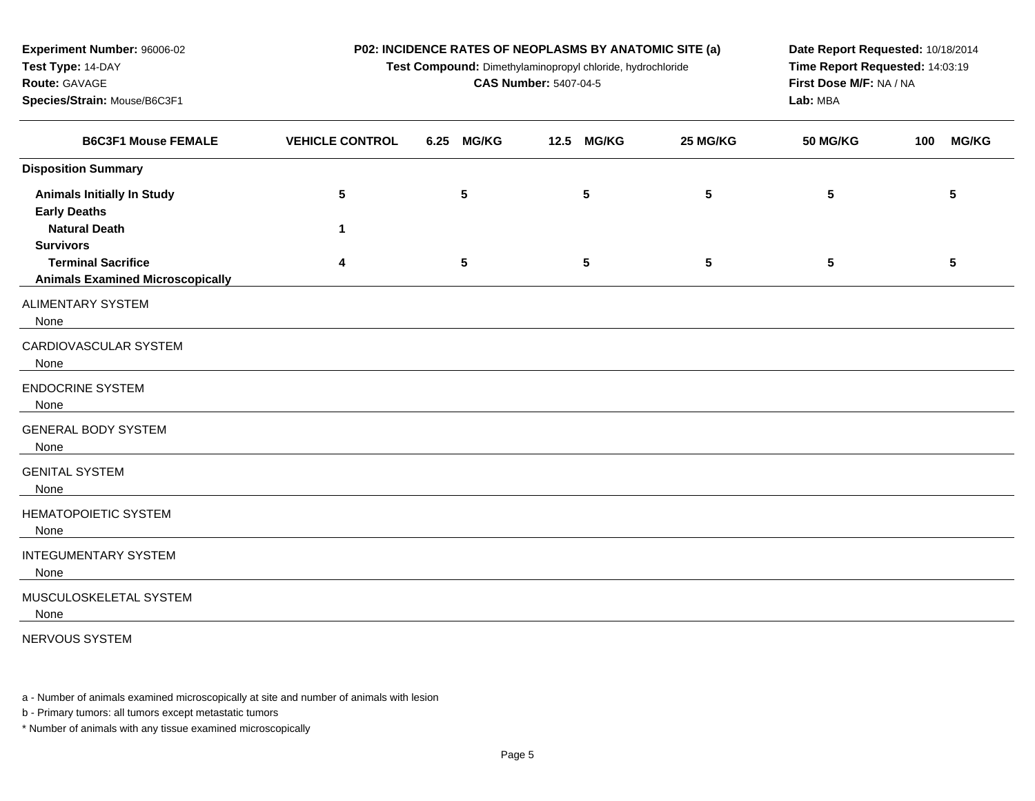**Experiment Number:** 96006-02
**Test Type:** 14-DAY
**Route:** GAVAGE
**Species/Strain:** Mouse/B6C3F1

**P02: INCIDENCE RATES OF NEOPLASMS BY ANATOMIC SITE (a)**
**Test Compound:** Dimethylaminopropyl chloride, hydrochloride
**CAS Number:** 5407-04-5

**Date Report Requested:** 10/18/2014
**Time Report Requested:** 14:03:19
**First Dose M/F:** NA / NA
**Lab:** MBA

| B6C3F1 Mouse FEMALE | VEHICLE CONTROL | 6.25 MG/KG | 12.5 MG/KG | 25 MG/KG | 50 MG/KG | 100 MG/KG |
|---|---|---|---|---|---|---|
| **Disposition Summary** | | | | | | |
| **Animals Initially In Study** | 5 | 5 | 5 | 5 | 5 | 5 |
| **Early Deaths** | | | | | | |
| **Natural Death** | 1 | | | | | |
| **Survivors** | | | | | | |
| **Terminal Sacrifice** | 4 | 5 | 5 | 5 | 5 | 5 |
| **Animals Examined Microscopically** | | | | | | |
| ALIMENTARY SYSTEM | | | | | | |
| None | | | | | | |
| CARDIOVASCULAR SYSTEM | | | | | | |
| None | | | | | | |
| ENDOCRINE SYSTEM | | | | | | |
| None | | | | | | |
| GENERAL BODY SYSTEM | | | | | | |
| None | | | | | | |
| GENITAL SYSTEM | | | | | | |
| None | | | | | | |
| HEMATOPOIETIC SYSTEM | | | | | | |
| None | | | | | | |
| INTEGUMENTARY SYSTEM | | | | | | |
| None | | | | | | |
| MUSCULOSKELETAL SYSTEM | | | | | | |
| None | | | | | | |
| NERVOUS SYSTEM | | | | | | |

a - Number of animals examined microscopically at site and number of animals with lesion

b - Primary tumors: all tumors except metastatic tumors

* Number of animals with any tissue examined microscopically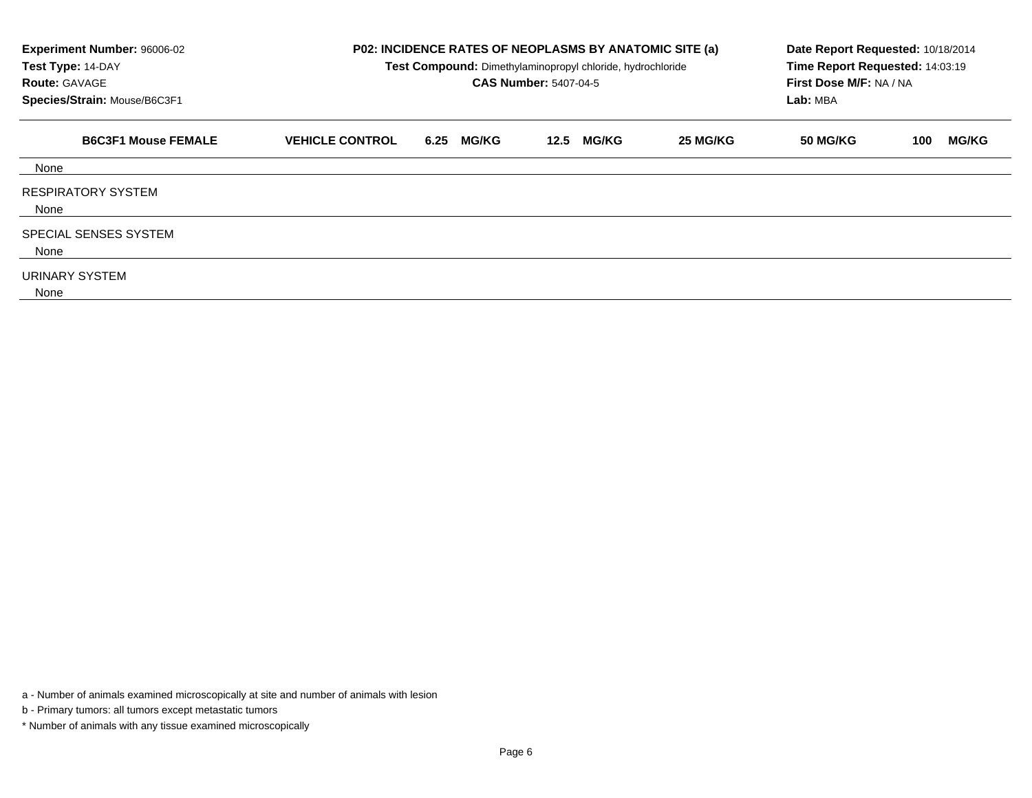**Experiment Number:** 96006-02
**Test Type:** 14-DAY
**Route:** GAVAGE
**Species/Strain:** Mouse/B6C3F1

**P02: INCIDENCE RATES OF NEOPLASMS BY ANATOMIC SITE (a)**
**Test Compound:** Dimethylaminopropyl chloride, hydrochloride
**CAS Number:** 5407-04-5

**Date Report Requested:** 10/18/2014
**Time Report Requested:** 14:03:19
**First Dose M/F:** NA / NA
**Lab:** MBA

| B6C3F1 Mouse FEMALE | VEHICLE CONTROL | 6.25 MG/KG | 12.5 MG/KG | 25 MG/KG | 50 MG/KG | 100 MG/KG |
|---|---|---|---|---|---|---|
| None | | | | | | |
| RESPIRATORY SYSTEM | | | | | | |
| None | | | | | | |
| SPECIAL SENSES SYSTEM | | | | | | |
| None | | | | | | |
| URINARY SYSTEM | | | | | | |
| None | | | | | | |

a - Number of animals examined microscopically at site and number of animals with lesion

b - Primary tumors: all tumors except metastatic tumors

* Number of animals with any tissue examined microscopically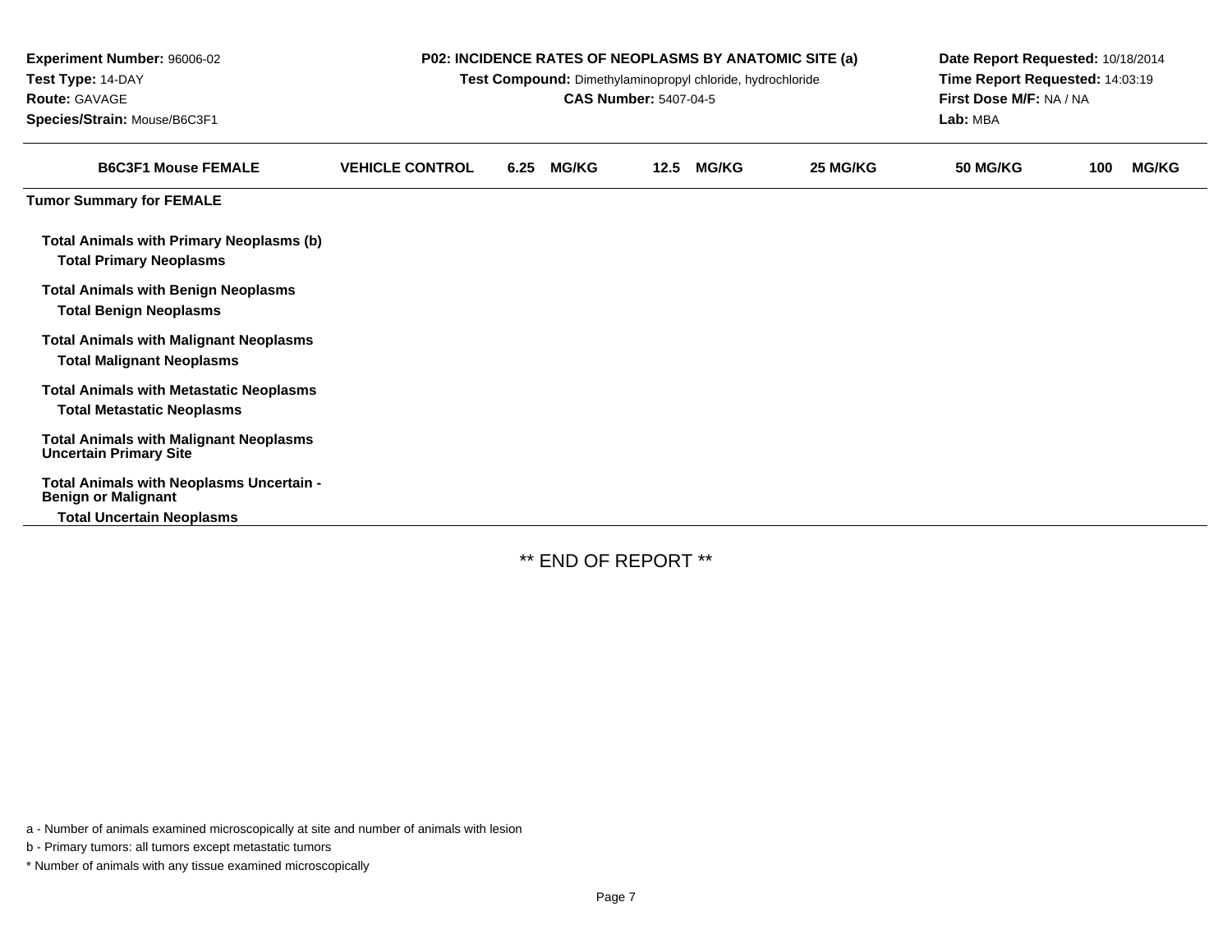**Experiment Number:** 96006-02
**Test Type:** 14-DAY
**Route:** GAVAGE
**Species/Strain:** Mouse/B6C3F1

**P02: INCIDENCE RATES OF NEOPLASMS BY ANATOMIC SITE (a)**
**Test Compound:** Dimethylaminopropyl chloride, hydrochloride
**CAS Number:** 5407-04-5

**Date Report Requested:** 10/18/2014
**Time Report Requested:** 14:03:19
**First Dose M/F:** NA / NA
**Lab:** MBA

| B6C3F1 Mouse FEMALE | VEHICLE CONTROL | 6.25 MG/KG | 12.5 MG/KG | 25 MG/KG | 50 MG/KG | 100 MG/KG |
|---|---|---|---|---|---|---|
| **Tumor Summary for FEMALE** | | | | | | |
| **Total Animals with Primary Neoplasms (b)** | | | | | | |
| **Total Primary Neoplasms** | | | | | | |
| **Total Animals with Benign Neoplasms** | | | | | | |
| **Total Benign Neoplasms** | | | | | | |
| **Total Animals with Malignant Neoplasms** | | | | | | |
| **Total Malignant Neoplasms** | | | | | | |
| **Total Animals with Metastatic Neoplasms** | | | | | | |
| **Total Metastatic Neoplasms** | | | | | | |
| **Total Animals with Malignant Neoplasms Uncertain Primary Site** | | | | | | |
| **Total Animals with Neoplasms Uncertain - Benign or Malignant** | | | | | | |
| **Total Uncertain Neoplasms** | | | | | | |

** END OF REPORT **

a - Number of animals examined microscopically at site and number of animals with lesion

b - Primary tumors: all tumors except metastatic tumors

* Number of animals with any tissue examined microscopically